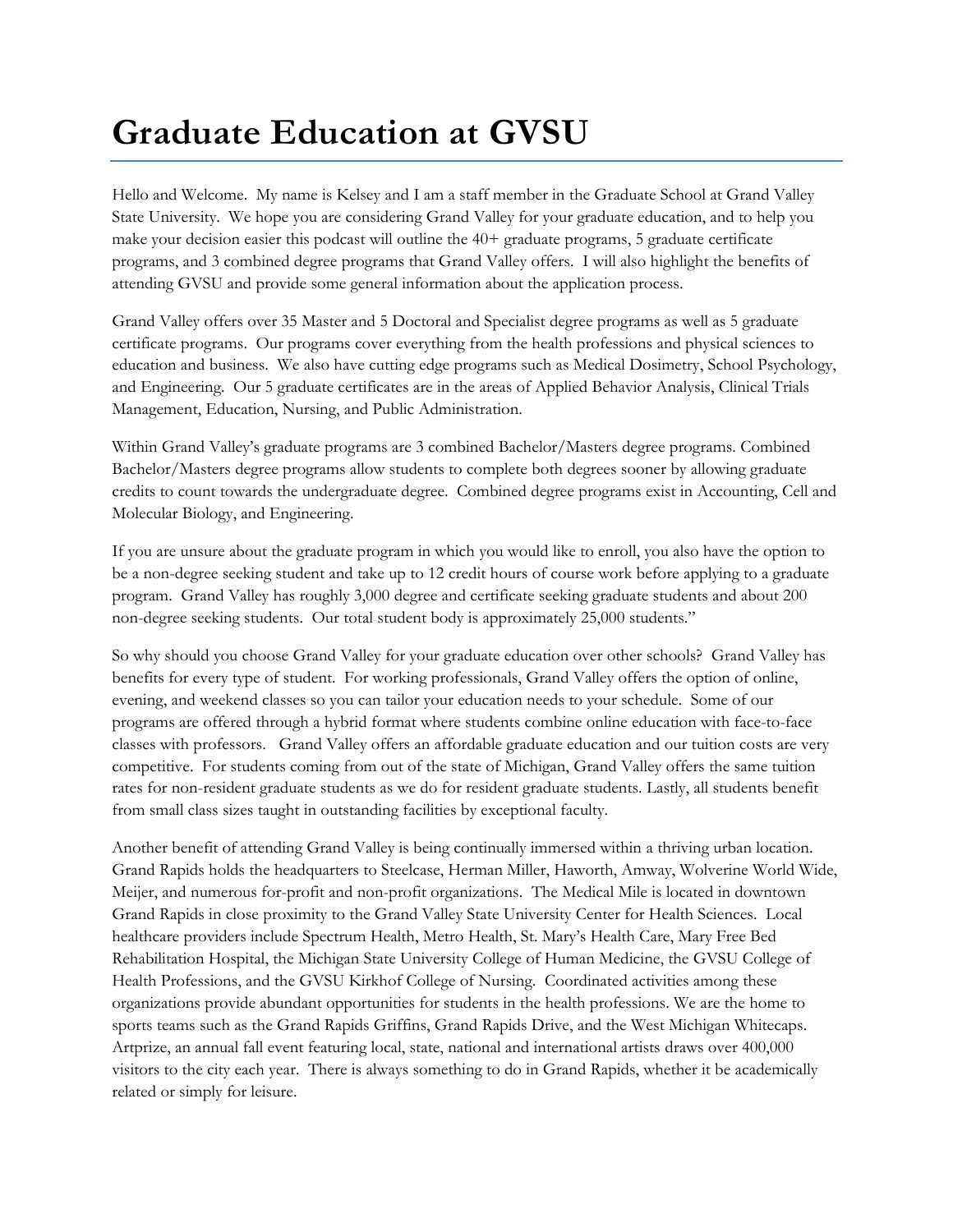# Graduate Education at GVSU

Hello and Welcome. My name is Kelsey and I am a staff member in the Graduate School at Grand Valley State University. We hope you are considering Grand Valley for your graduate education, and to help you make your decision easier this podcast will outline the 40+ graduate programs, 5 graduate certificate programs, and 3 combined degree programs that Grand Valley offers. I will also highlight the benefits of attending GVSU and provide some general information about the application process.

Grand Valley offers over 35 Master and 5 Doctoral and Specialist degree programs as well as 5 graduate certificate programs. Our programs cover everything from the health professions and physical sciences to education and business. We also have cutting edge programs such as Medical Dosimetry, School Psychology, and Engineering. Our 5 graduate certificates are in the areas of Applied Behavior Analysis, Clinical Trials Management, Education, Nursing, and Public Administration.

Within Grand Valley's graduate programs are 3 combined Bachelor/Masters degree programs. Combined Bachelor/Masters degree programs allow students to complete both degrees sooner by allowing graduate credits to count towards the undergraduate degree. Combined degree programs exist in Accounting, Cell and Molecular Biology, and Engineering.

If you are unsure about the graduate program in which you would like to enroll, you also have the option to be a non-degree seeking student and take up to 12 credit hours of course work before applying to a graduate program. Grand Valley has roughly 3,000 degree and certificate seeking graduate students and about 200 non-degree seeking students. Our total student body is approximately 25,000 students."

So why should you choose Grand Valley for your graduate education over other schools? Grand Valley has benefits for every type of student. For working professionals, Grand Valley offers the option of online, evening, and weekend classes so you can tailor your education needs to your schedule. Some of our programs are offered through a hybrid format where students combine online education with face-to-face classes with professors. Grand Valley offers an affordable graduate education and our tuition costs are very competitive. For students coming from out of the state of Michigan, Grand Valley offers the same tuition rates for non-resident graduate students as we do for resident graduate students. Lastly, all students benefit from small class sizes taught in outstanding facilities by exceptional faculty.

Another benefit of attending Grand Valley is being continually immersed within a thriving urban location. Grand Rapids holds the headquarters to Steelcase, Herman Miller, Haworth, Amway, Wolverine World Wide, Meijer, and numerous for-profit and non-profit organizations. The Medical Mile is located in downtown Grand Rapids in close proximity to the Grand Valley State University Center for Health Sciences. Local healthcare providers include Spectrum Health, Metro Health, St. Mary's Health Care, Mary Free Bed Rehabilitation Hospital, the Michigan State University College of Human Medicine, the GVSU College of Health Professions, and the GVSU Kirkhof College of Nursing. Coordinated activities among these organizations provide abundant opportunities for students in the health professions. We are the home to sports teams such as the Grand Rapids Griffins, Grand Rapids Drive, and the West Michigan Whitecaps. Artprize, an annual fall event featuring local, state, national and international artists draws over 400,000 visitors to the city each year. There is always something to do in Grand Rapids, whether it be academically related or simply for leisure.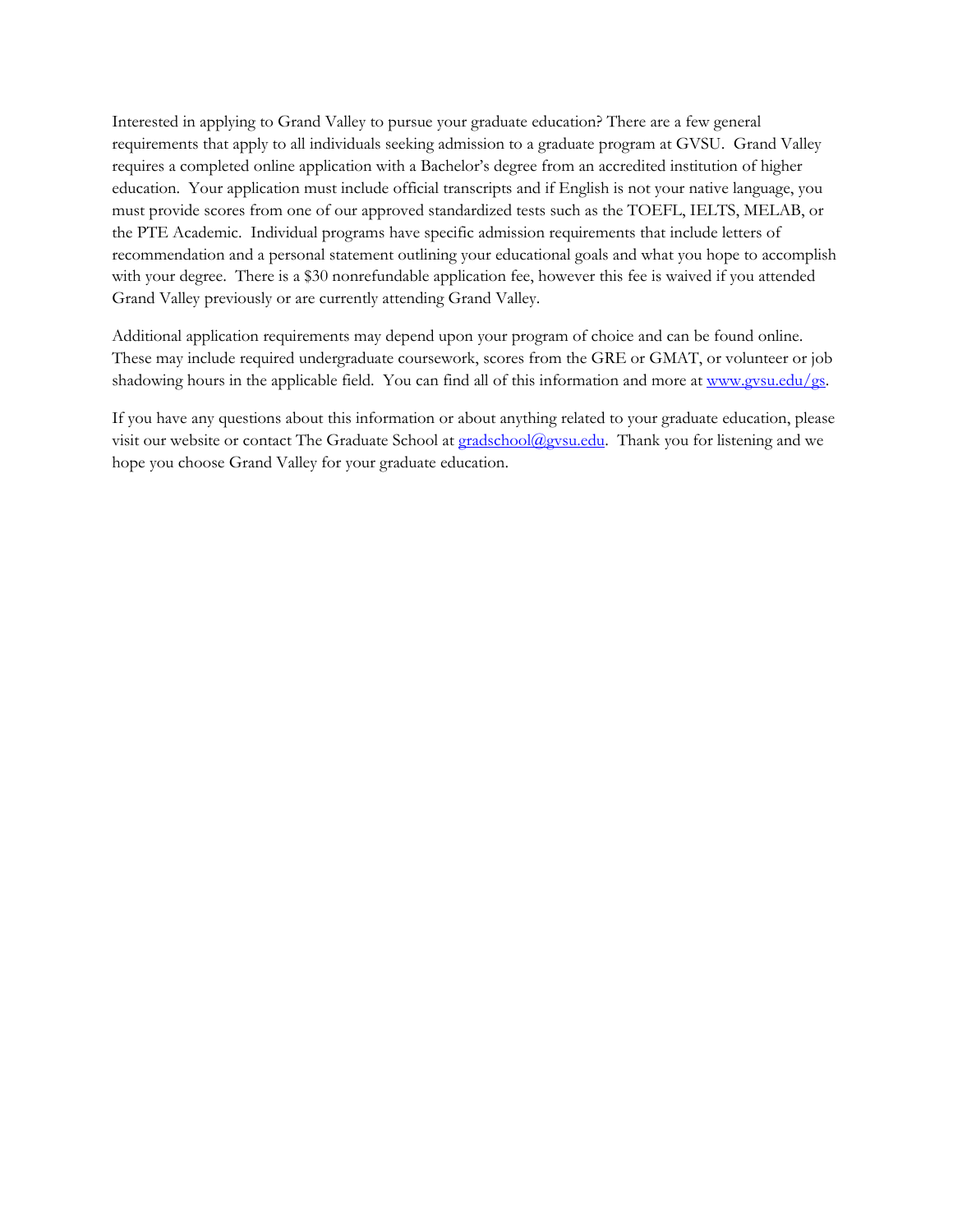Interested in applying to Grand Valley to pursue your graduate education? There are a few general requirements that apply to all individuals seeking admission to a graduate program at GVSU. Grand Valley requires a completed online application with a Bachelor's degree from an accredited institution of higher education. Your application must include official transcripts and if English is not your native language, you must provide scores from one of our approved standardized tests such as the TOEFL, IELTS, MELAB, or the PTE Academic. Individual programs have specific admission requirements that include letters of recommendation and a personal statement outlining your educational goals and what you hope to accomplish with your degree. There is a $30 nonrefundable application fee, however this fee is waived if you attended Grand Valley previously or are currently attending Grand Valley.

Additional application requirements may depend upon your program of choice and can be found online. These may include required undergraduate coursework, scores from the GRE or GMAT, or volunteer or job shadowing hours in the applicable field. You can find all of this information and more at [www.gvsu.edu/gs](http://www.gvsu.edu/gs).

If you have any questions about this information or about anything related to your graduate education, please visit our website or contact The Graduate School at [gradschool@gvsu.edu](mailto:gradschool@gvsu.edu). Thank you for listening and we hope you choose Grand Valley for your graduate education.